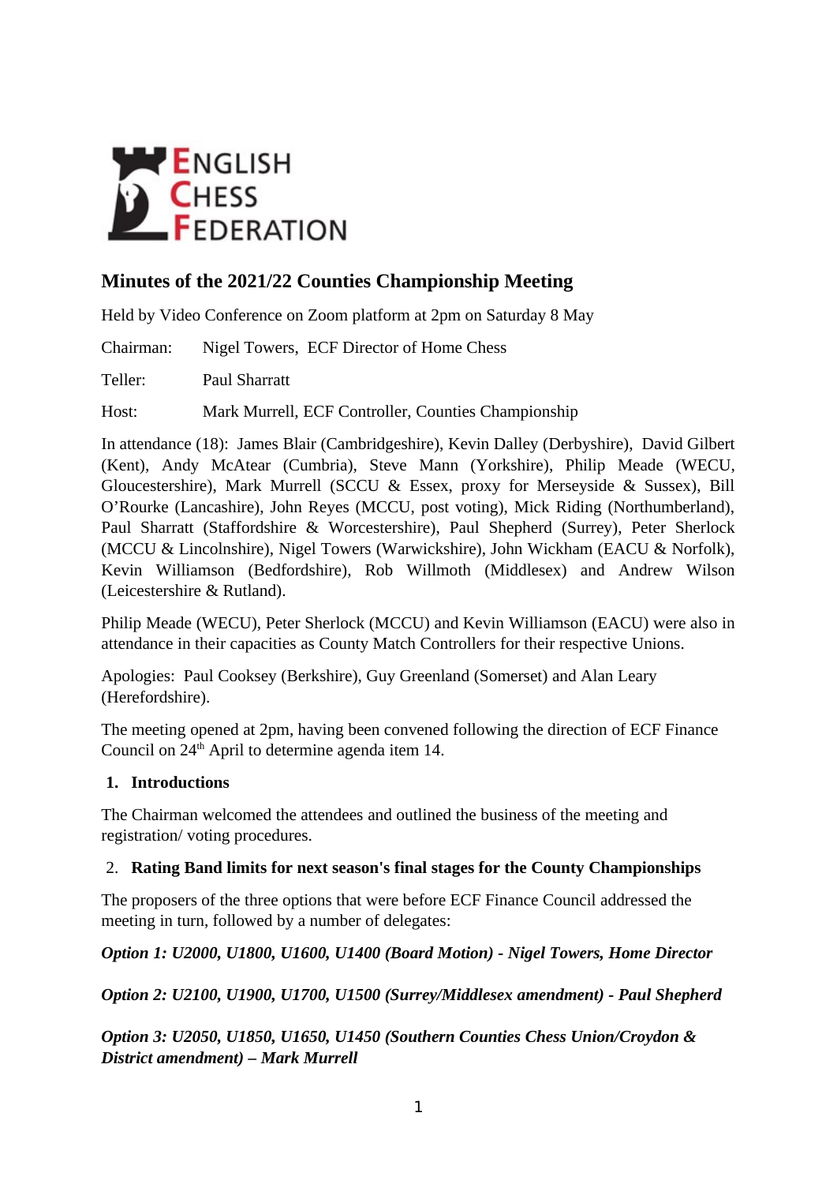ENGLISH CHESS FEDERATION

## Minutes of the 2021/22 Counties Championship Meeting

Held by Video Conference on Zoom platform at 2pm on Saturday 8 May

Chairman: Nigel Towers, ECF Director of Home Chess

Teller: Paul Sharratt

Host: Mark Murrell, ECF Controller, Counties Championship

In attendance (18): James Blair (Cambridgeshire), Kevin Dalley (Derbyshire), David Gilbert (Kent), Andy McAtear (Cumbria), Steve Mann (Yorkshire), Philip Meade (WECU, Gloucestershire), Mark Murrell (SCCU & Essex, proxy for Merseyside & Sussex), Bill O'Rourke (Lancashire), John Reyes (MCCU, post voting), Mick Riding (Northumberland), Paul Sharratt (Staffordshire & Worcestershire), Paul Shepherd (Surrey), Peter Sherlock (MCCU & Lincolnshire), Nigel Towers (Warwickshire), John Wickham (EACU & Norfolk), Kevin Williamson (Bedfordshire), Rob Willmoth (Middlesex) and Andrew Wilson (Leicestershire & Rutland).

Philip Meade (WECU), Peter Sherlock (MCCU) and Kevin Williamson (EACU) were also in attendance in their capacities as County Match Controllers for their respective Unions.

Apologies: Paul Cooksey (Berkshire), Guy Greenland (Somerset) and Alan Leary (Herefordshire).

The meeting opened at 2pm, having been convened following the direction of ECF Finance Council on 24th April to determine agenda item 14.

### 1. Introductions

The Chairman welcomed the attendees and outlined the business of the meeting and registration/ voting procedures.

### 2. Rating Band limits for next season's final stages for the County Championships

The proposers of the three options that were before ECF Finance Council addressed the meeting in turn, followed by a number of delegates:

***Option 1: U2000, U1800, U1600, U1400 (Board Motion) - Nigel Towers, Home Director***

***Option 2: U2100, U1900, U1700, U1500 (Surrey/Middlesex amendment) - Paul Shepherd***

***Option 3: U2050, U1850, U1650, U1450 (Southern Counties Chess Union/Croydon & District amendment) – Mark Murrell***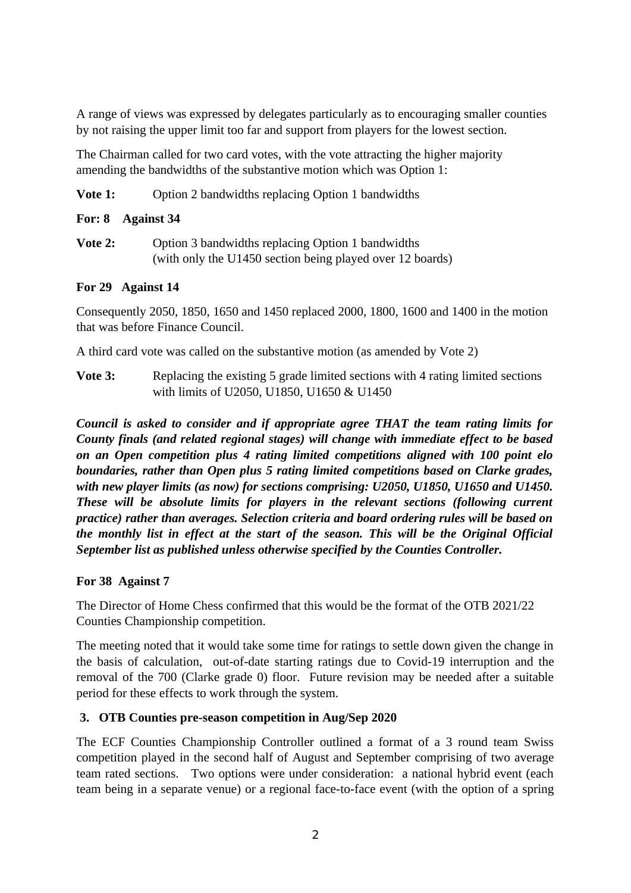A range of views was expressed by delegates particularly as to encouraging smaller counties by not raising the upper limit too far and support from players for the lowest section.

The Chairman called for two card votes, with the vote attracting the higher majority amending the bandwidths of the substantive motion which was Option 1:

**Vote 1:** Option 2 bandwidths replacing Option 1 bandwidths

**For: 8 Against 34**

**Vote 2:** Option 3 bandwidths replacing Option 1 bandwidths (with only the U1450 section being played over 12 boards)

**For 29 Against 14**

Consequently 2050, 1850, 1650 and 1450 replaced 2000, 1800, 1600 and 1400 in the motion that was before Finance Council.

A third card vote was called on the substantive motion (as amended by Vote 2)

**Vote 3:** Replacing the existing 5 grade limited sections with 4 rating limited sections with limits of U2050, U1850, U1650 & U1450

***Council is asked to consider and if appropriate agree THAT the team rating limits for County finals (and related regional stages) will change with immediate effect to be based on an Open competition plus 4 rating limited competitions aligned with 100 point elo boundaries, rather than Open plus 5 rating limited competitions based on Clarke grades, with new player limits (as now) for sections comprising: U2050, U1850, U1650 and U1450. These will be absolute limits for players in the relevant sections (following current practice) rather than averages. Selection criteria and board ordering rules will be based on the monthly list in effect at the start of the season. This will be the Original Official September list as published unless otherwise specified by the Counties Controller.***

**For 38 Against 7**

The Director of Home Chess confirmed that this would be the format of the OTB 2021/22 Counties Championship competition.

The meeting noted that it would take some time for ratings to settle down given the change in the basis of calculation, out-of-date starting ratings due to Covid-19 interruption and the removal of the 700 (Clarke grade 0) floor. Future revision may be needed after a suitable period for these effects to work through the system.

## 3. OTB Counties pre-season competition in Aug/Sep 2020

The ECF Counties Championship Controller outlined a format of a 3 round team Swiss competition played in the second half of August and September comprising of two average team rated sections. Two options were under consideration: a national hybrid event (each team being in a separate venue) or a regional face-to-face event (with the option of a spring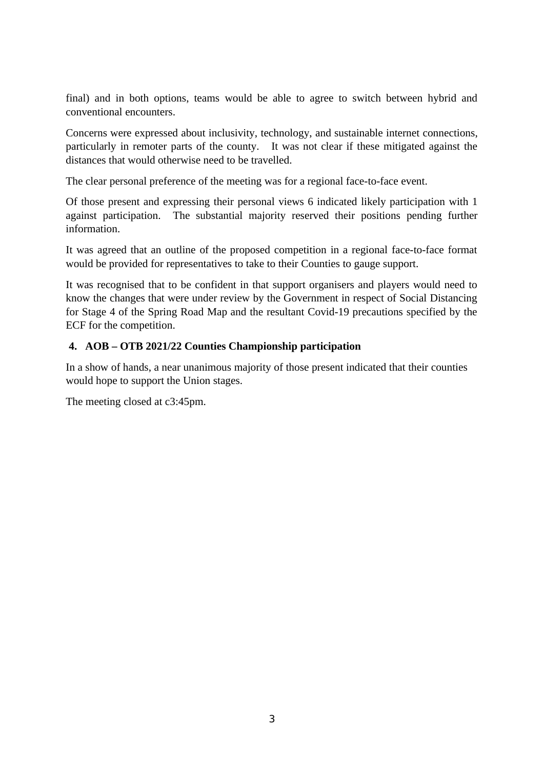final) and in both options, teams would be able to agree to switch between hybrid and conventional encounters.

Concerns were expressed about inclusivity, technology, and sustainable internet connections, particularly in remoter parts of the county. It was not clear if these mitigated against the distances that would otherwise need to be travelled.

The clear personal preference of the meeting was for a regional face-to-face event.

Of those present and expressing their personal views 6 indicated likely participation with 1 against participation. The substantial majority reserved their positions pending further information.

It was agreed that an outline of the proposed competition in a regional face-to-face format would be provided for representatives to take to their Counties to gauge support.

It was recognised that to be confident in that support organisers and players would need to know the changes that were under review by the Government in respect of Social Distancing for Stage 4 of the Spring Road Map and the resultant Covid-19 precautions specified by the ECF for the competition.

**4. AOB – OTB 2021/22 Counties Championship participation**

In a show of hands, a near unanimous majority of those present indicated that their counties would hope to support the Union stages.

The meeting closed at c3:45pm.